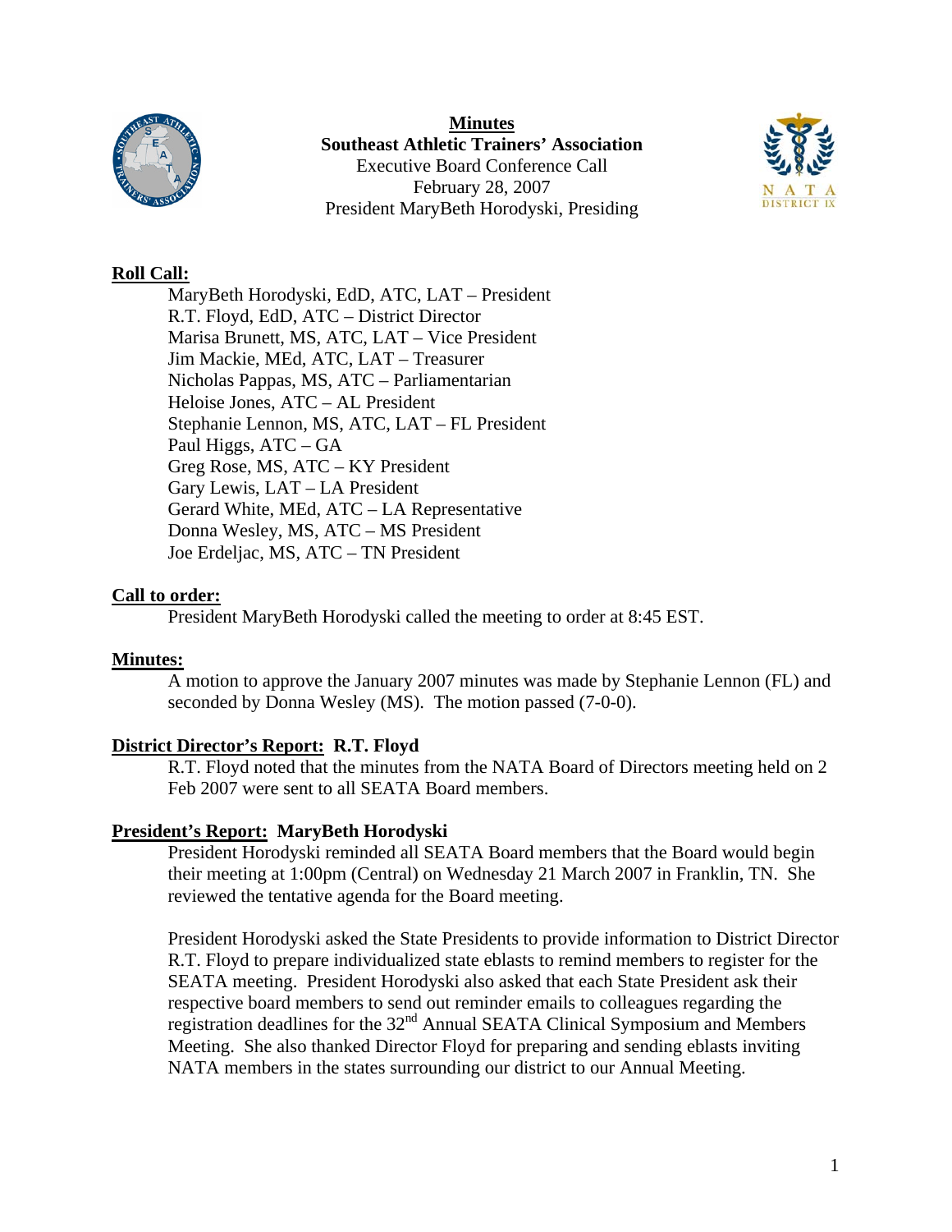**Minutes**
**Southeast Athletic Trainers' Association**
Executive Board Conference Call
February 28, 2007
President MaryBeth Horodyski, Presiding

## Roll Call:

MaryBeth Horodyski, EdD, ATC, LAT – President
R.T. Floyd, EdD, ATC – District Director
Marisa Brunett, MS, ATC, LAT – Vice President
Jim Mackie, MEd, ATC, LAT – Treasurer
Nicholas Pappas, MS, ATC – Parliamentarian
Heloise Jones, ATC – AL President
Stephanie Lennon, MS, ATC, LAT – FL President
Paul Higgs, ATC – GA
Greg Rose, MS, ATC – KY President
Gary Lewis, LAT – LA President
Gerard White, MEd, ATC – LA Representative
Donna Wesley, MS, ATC – MS President
Joe Erdeljac, MS, ATC – TN President

## Call to order:

President MaryBeth Horodyski called the meeting to order at 8:45 EST.

## Minutes:

A motion to approve the January 2007 minutes was made by Stephanie Lennon (FL) and seconded by Donna Wesley (MS). The motion passed (7-0-0).

## District Director's Report: R.T. Floyd

R.T. Floyd noted that the minutes from the NATA Board of Directors meeting held on 2 Feb 2007 were sent to all SEATA Board members.

## President's Report: MaryBeth Horodyski

President Horodyski reminded all SEATA Board members that the Board would begin their meeting at 1:00pm (Central) on Wednesday 21 March 2007 in Franklin, TN. She reviewed the tentative agenda for the Board meeting.

President Horodyski asked the State Presidents to provide information to District Director R.T. Floyd to prepare individualized state eblasts to remind members to register for the SEATA meeting. President Horodyski also asked that each State President ask their respective board members to send out reminder emails to colleagues regarding the registration deadlines for the 32nd Annual SEATA Clinical Symposium and Members Meeting. She also thanked Director Floyd for preparing and sending eblasts inviting NATA members in the states surrounding our district to our Annual Meeting.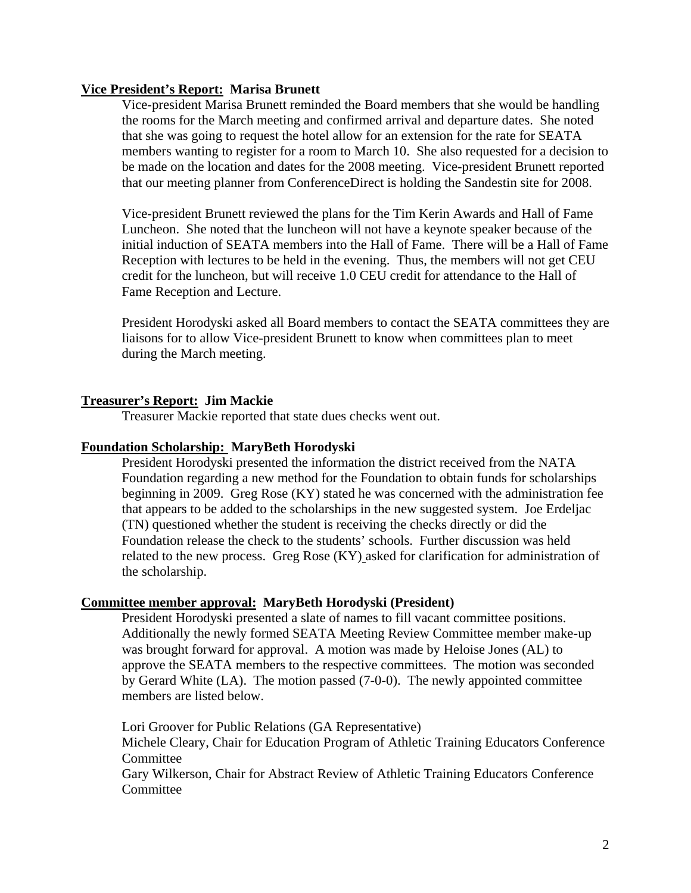**Vice President's Report: Marisa Brunett**

Vice-president Marisa Brunett reminded the Board members that she would be handling the rooms for the March meeting and confirmed arrival and departure dates. She noted that she was going to request the hotel allow for an extension for the rate for SEATA members wanting to register for a room to March 10. She also requested for a decision to be made on the location and dates for the 2008 meeting. Vice-president Brunett reported that our meeting planner from ConferenceDirect is holding the Sandestin site for 2008.

Vice-president Brunett reviewed the plans for the Tim Kerin Awards and Hall of Fame Luncheon. She noted that the luncheon will not have a keynote speaker because of the initial induction of SEATA members into the Hall of Fame. There will be a Hall of Fame Reception with lectures to be held in the evening. Thus, the members will not get CEU credit for the luncheon, but will receive 1.0 CEU credit for attendance to the Hall of Fame Reception and Lecture.

President Horodyski asked all Board members to contact the SEATA committees they are liaisons for to allow Vice-president Brunett to know when committees plan to meet during the March meeting.

**Treasurer's Report: Jim Mackie**

Treasurer Mackie reported that state dues checks went out.

**Foundation Scholarship: MaryBeth Horodyski**

President Horodyski presented the information the district received from the NATA Foundation regarding a new method for the Foundation to obtain funds for scholarships beginning in 2009. Greg Rose (KY) stated he was concerned with the administration fee that appears to be added to the scholarships in the new suggested system. Joe Erdeljac (TN) questioned whether the student is receiving the checks directly or did the Foundation release the check to the students' schools. Further discussion was held related to the new process. Greg Rose (KY) asked for clarification for administration of the scholarship.

**Committee member approval: MaryBeth Horodyski (President)**

President Horodyski presented a slate of names to fill vacant committee positions. Additionally the newly formed SEATA Meeting Review Committee member make-up was brought forward for approval. A motion was made by Heloise Jones (AL) to approve the SEATA members to the respective committees. The motion was seconded by Gerard White (LA). The motion passed (7-0-0). The newly appointed committee members are listed below.

Lori Groover for Public Relations (GA Representative)
Michele Cleary, Chair for Education Program of Athletic Training Educators Conference Committee
Gary Wilkerson, Chair for Abstract Review of Athletic Training Educators Conference Committee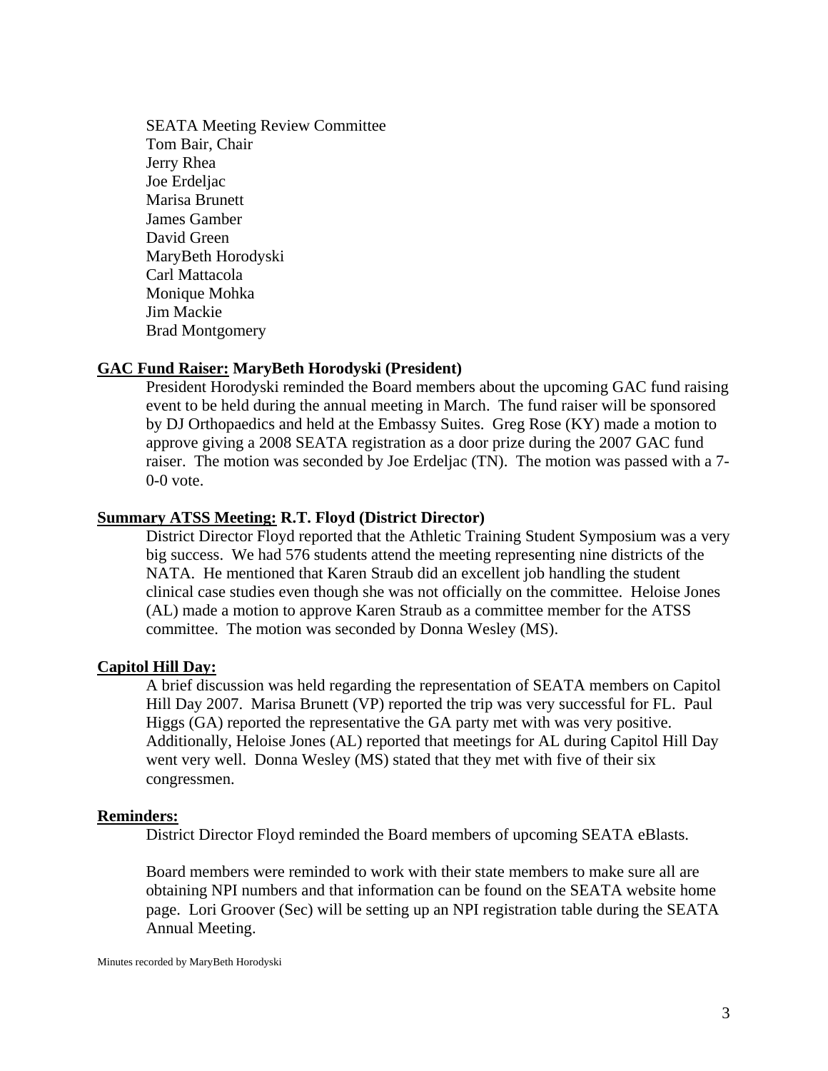SEATA Meeting Review Committee
Tom Bair, Chair
Jerry Rhea
Joe Erdeljac
Marisa Brunett
James Gamber
David Green
MaryBeth Horodyski
Carl Mattacola
Monique Mohka
Jim Mackie
Brad Montgomery

**GAC Fund Raiser: MaryBeth Horodyski (President)**

President Horodyski reminded the Board members about the upcoming GAC fund raising event to be held during the annual meeting in March. The fund raiser will be sponsored by DJ Orthopaedics and held at the Embassy Suites. Greg Rose (KY) made a motion to approve giving a 2008 SEATA registration as a door prize during the 2007 GAC fund raiser. The motion was seconded by Joe Erdeljac (TN). The motion was passed with a 7-0-0 vote.

**Summary ATSS Meeting: R.T. Floyd (District Director)**

District Director Floyd reported that the Athletic Training Student Symposium was a very big success. We had 576 students attend the meeting representing nine districts of the NATA. He mentioned that Karen Straub did an excellent job handling the student clinical case studies even though she was not officially on the committee. Heloise Jones (AL) made a motion to approve Karen Straub as a committee member for the ATSS committee. The motion was seconded by Donna Wesley (MS).

**Capitol Hill Day:**

A brief discussion was held regarding the representation of SEATA members on Capitol Hill Day 2007. Marisa Brunett (VP) reported the trip was very successful for FL. Paul Higgs (GA) reported the representative the GA party met with was very positive. Additionally, Heloise Jones (AL) reported that meetings for AL during Capitol Hill Day went very well. Donna Wesley (MS) stated that they met with five of their six congressmen.

**Reminders:**

District Director Floyd reminded the Board members of upcoming SEATA eBlasts.

Board members were reminded to work with their state members to make sure all are obtaining NPI numbers and that information can be found on the SEATA website home page. Lori Groover (Sec) will be setting up an NPI registration table during the SEATA Annual Meeting.

Minutes recorded by MaryBeth Horodyski